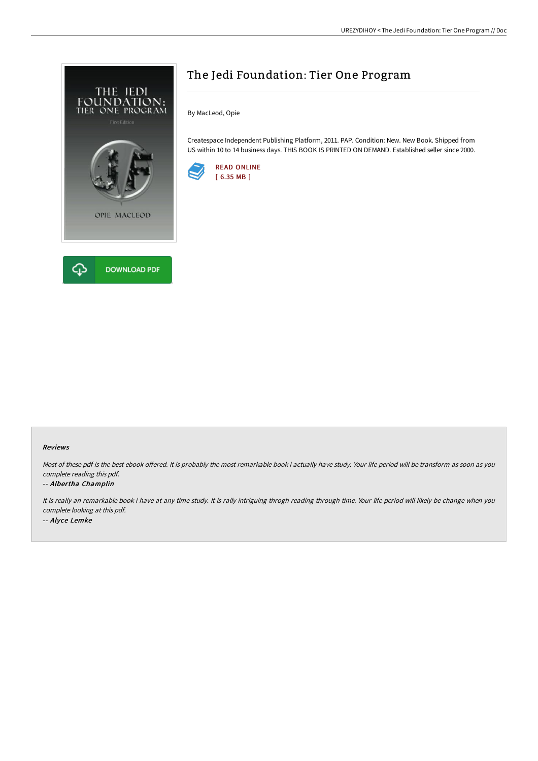# The Jedi Foundation: Tier One Program

By MacLeod, Opie

Createspace Independent Publishing Platform, 2011. PAP. Condition: New. New Book. Shipped from US within 10 to 14 business days. THIS BOOK IS PRINTED ON DEMAND. Established seller since 2000.

READ ONLINE
[ 6.35 MB ]

DOWNLOAD PDF

### Reviews

*Most of these pdf is the best ebook offered. It is probably the most remarkable book i actually have study. Your life period will be transform as soon as you complete reading this pdf.*

*-- Albertha Champlin*

*It is really an remarkable book i have at any time study. It is rally intriguing throgh reading through time. Your life period will likely be change when you complete looking at this pdf.*

*-- Alyce Lemke*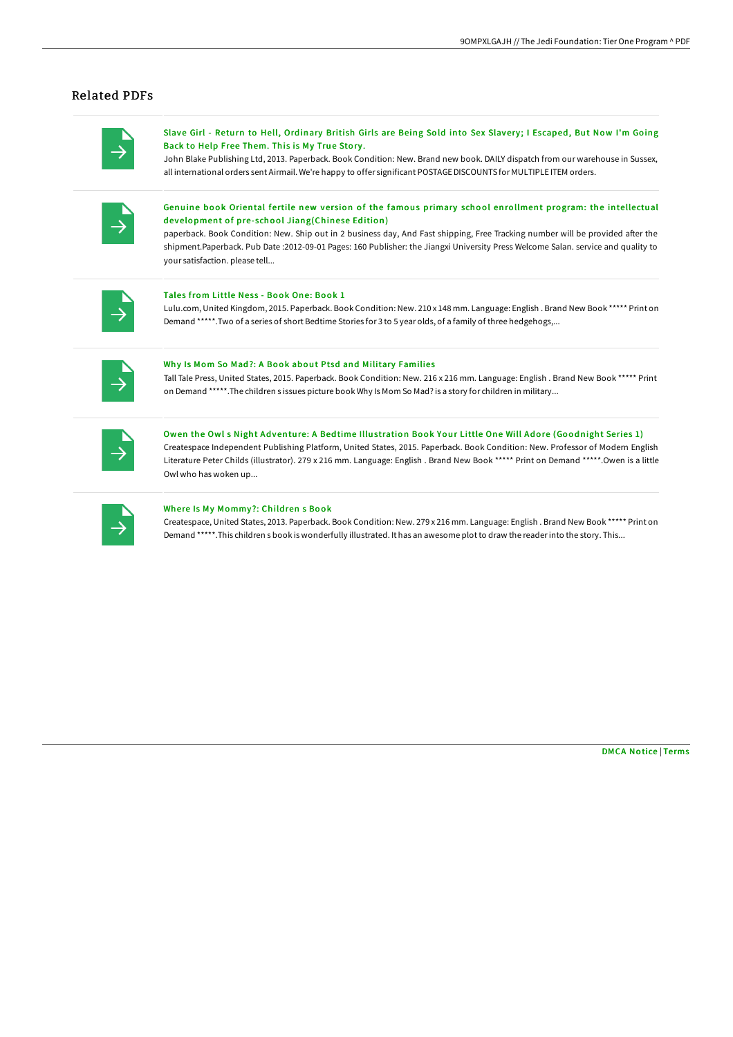## Related PDFs

**Slave Girl - Return to Hell, Ordinary British Girls are Being Sold into Sex Slavery; I Escaped, But Now I'm Going Back to Help Free Them. This is My True Story.**

John Blake Publishing Ltd, 2013. Paperback. Book Condition: New. Brand new book. DAILY dispatch from our warehouse in Sussex, all international orders sent Airmail. We're happy to offer significant POSTAGE DISCOUNTS for MULTIPLE ITEM orders.

**Genuine book Oriental fertile new version of the famous primary school enrollment program: the intellectual development of pre-school Jiang(Chinese Edition)**

paperback. Book Condition: New. Ship out in 2 business day, And Fast shipping, Free Tracking number will be provided after the shipment.Paperback. Pub Date :2012-09-01 Pages: 160 Publisher: the Jiangxi University Press Welcome Salan. service and quality to your satisfaction. please tell...

**Tales from Little Ness - Book One: Book 1**

Lulu.com, United Kingdom, 2015. Paperback. Book Condition: New. 210 x 148 mm. Language: English . Brand New Book ***** Print on Demand *****.Two of a series of short Bedtime Stories for 3 to 5 year olds, of a family of three hedgehogs,...

**Why Is Mom So Mad?: A Book about Ptsd and Military Families**

Tall Tale Press, United States, 2015. Paperback. Book Condition: New. 216 x 216 mm. Language: English . Brand New Book ***** Print on Demand *****.The children s issues picture book Why Is Mom So Mad? is a story for children in military...

**Owen the Owl s Night Adventure: A Bedtime Illustration Book Your Little One Will Adore (Goodnight Series 1)**

Createspace Independent Publishing Platform, United States, 2015. Paperback. Book Condition: New. Professor of Modern English Literature Peter Childs (illustrator). 279 x 216 mm. Language: English . Brand New Book ***** Print on Demand *****.Owen is a little Owl who has woken up...

**Where Is My Mommy?: Children s Book**

Createspace, United States, 2013. Paperback. Book Condition: New. 279 x 216 mm. Language: English . Brand New Book ***** Print on Demand *****.This children s book is wonderfully illustrated. It has an awesome plot to draw the reader into the story. This...

DMCA Notice | Terms